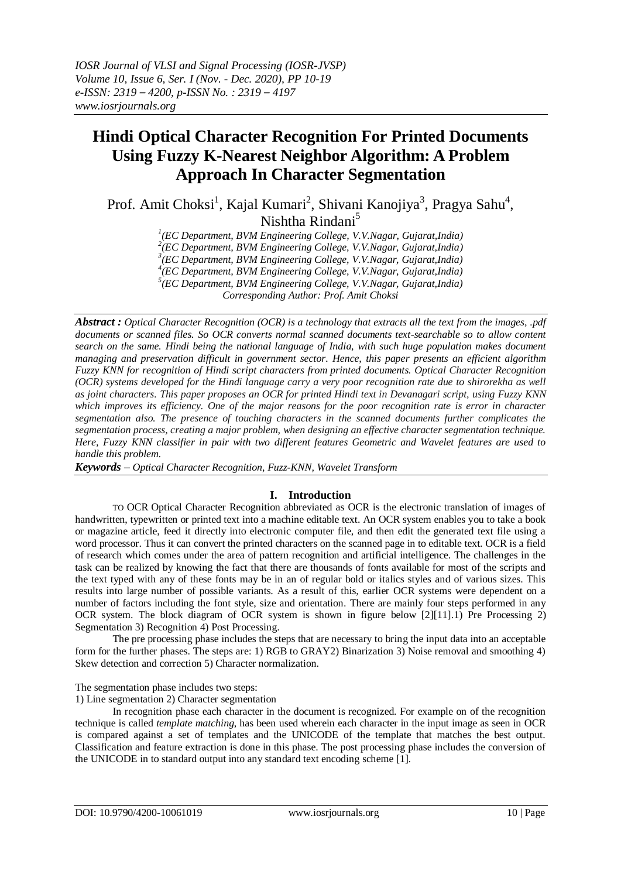# Hindi Optical Character Recognition For Printed Documents Using Fuzzy K-Nearest Neighbor Algorithm: A Problem Approach In Character Segmentation

Prof. Amit Choksi[1], Kajal Kumari[2], Shivani Kanojiya[3], Pragya Sahu[4], Nishtha Rindani[5]

[1](EC Department, BVM Engineering College, V.V.Nagar, Gujarat,India)
[2](EC Department, BVM Engineering College, V.V.Nagar, Gujarat,India)
[3](EC Department, BVM Engineering College, V.V.Nagar, Gujarat,India)
[4](EC Department, BVM Engineering College, V.V.Nagar, Gujarat,India)
[5](EC Department, BVM Engineering College, V.V.Nagar, Gujarat,India)
*Corresponding Author: Prof. Amit Choksi*

***Abstract :*** *Optical Character Recognition (OCR) is a technology that extracts all the text from the images, .pdf documents or scanned files. So OCR converts normal scanned documents text-searchable so to allow content search on the same. Hindi being the national language of India, with such huge population makes document managing and preservation difficult in government sector. Hence, this paper presents an efficient algorithm Fuzzy KNN for recognition of Hindi script characters from printed documents. Optical Character Recognition (OCR) systems developed for the Hindi language carry a very poor recognition rate due to shirorekha as well as joint characters. This paper proposes an OCR for printed Hindi text in Devanagari script, using Fuzzy KNN which improves its efficiency. One of the major reasons for the poor recognition rate is error in character segmentation also. The presence of touching characters in the scanned documents further complicates the segmentation process, creating a major problem, when designing an effective character segmentation technique. Here, Fuzzy KNN classifier in pair with two different features Geometric and Wavelet features are used to handle this problem.*

***Keywords*** *– Optical Character Recognition, Fuzz-KNN, Wavelet Transform*

## I. Introduction

TO OCR Optical Character Recognition abbreviated as OCR is the electronic translation of images of handwritten, typewritten or printed text into a machine editable text. An OCR system enables you to take a book or magazine article, feed it directly into electronic computer file, and then edit the generated text file using a word processor. Thus it can convert the printed characters on the scanned page in to editable text. OCR is a field of research which comes under the area of pattern recognition and artificial intelligence. The challenges in the task can be realized by knowing the fact that there are thousands of fonts available for most of the scripts and the text typed with any of these fonts may be in an of regular bold or italics styles and of various sizes. This results into large number of possible variants. As a result of this, earlier OCR systems were dependent on a number of factors including the font style, size and orientation. There are mainly four steps performed in any OCR system. The block diagram of OCR system is shown in figure below [2][11].1) Pre Processing 2) Segmentation 3) Recognition 4) Post Processing.

The pre processing phase includes the steps that are necessary to bring the input data into an acceptable form for the further phases. The steps are: 1) RGB to GRAY2) Binarization 3) Noise removal and smoothing 4) Skew detection and correction 5) Character normalization.

The segmentation phase includes two steps:
1) Line segmentation 2) Character segmentation

In recognition phase each character in the document is recognized. For example on of the recognition technique is called *template matching*, has been used wherein each character in the input image as seen in OCR is compared against a set of templates and the UNICODE of the template that matches the best output. Classification and feature extraction is done in this phase. The post processing phase includes the conversion of the UNICODE in to standard output into any standard text encoding scheme [1].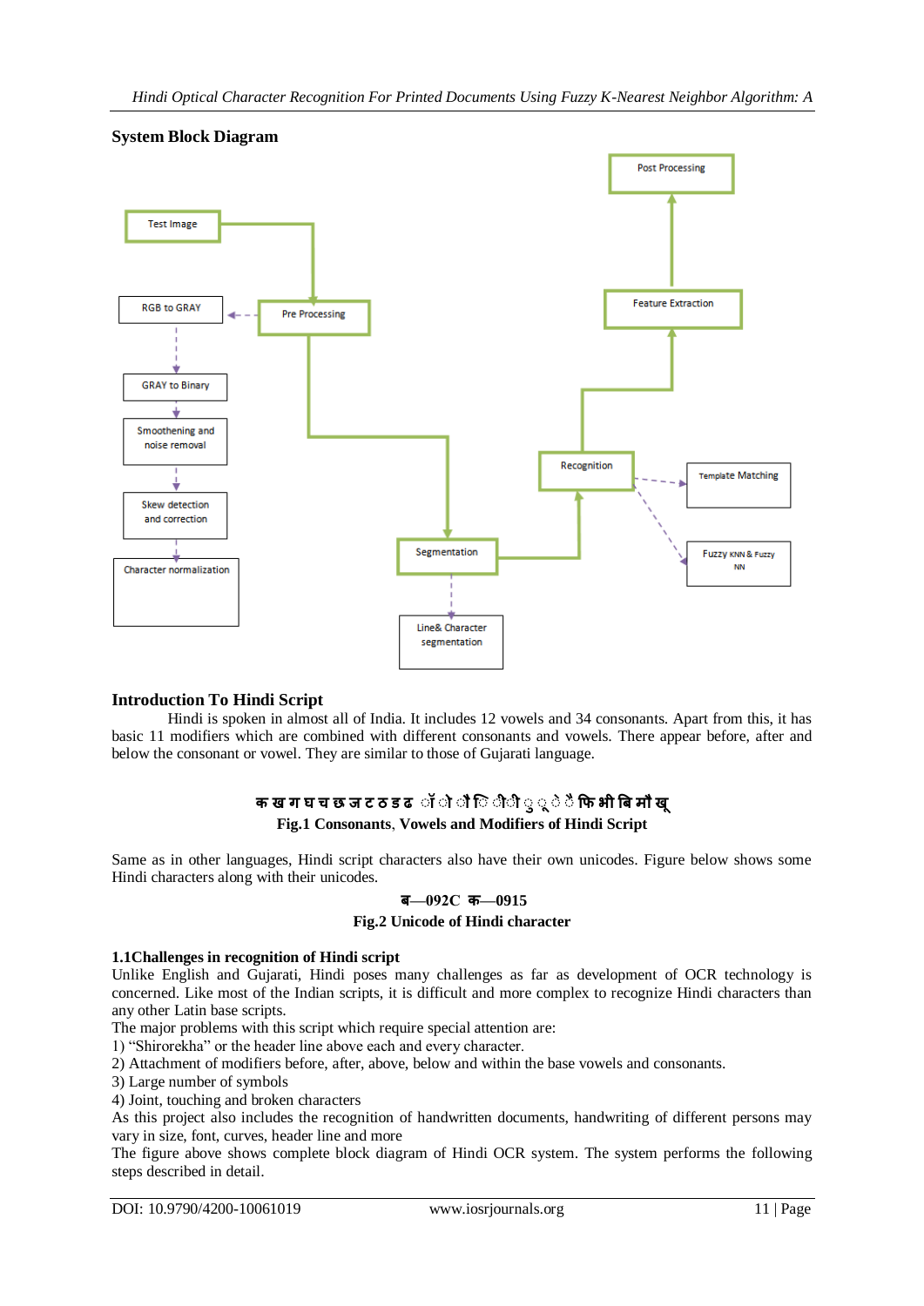## System Block Diagram

## Introduction To Hindi Script

Hindi is spoken in almost all of India. It includes 12 vowels and 34 consonants. Apart from this, it has basic 11 modifiers which are combined with different consonants and vowels. There appear before, after and below the consonant or vowel. They are similar to those of Gujarati language.

**क ख ग घ च छ ज ट ठ ड ढ ॉ ो ौ ि ी ु ू े ै फि भी बि मौ खू**

**Fig.1 Consonants, Vowels and Modifiers of Hindi Script**

Same as in other languages, Hindi script characters also have their own unicodes. Figure below shows some Hindi characters along with their unicodes.

**ब—092C क—0915**

**Fig.2 Unicode of Hindi character**

### 1.1Challenges in recognition of Hindi script

Unlike English and Gujarati, Hindi poses many challenges as far as development of OCR technology is concerned. Like most of the Indian scripts, it is difficult and more complex to recognize Hindi characters than any other Latin base scripts.

The major problems with this script which require special attention are:

1) "Shirorekha" or the header line above each and every character.
2) Attachment of modifiers before, after, above, below and within the base vowels and consonants.
3) Large number of symbols
4) Joint, touching and broken characters

As this project also includes the recognition of handwritten documents, handwriting of different persons may vary in size, font, curves, header line and more

The figure above shows complete block diagram of Hindi OCR system. The system performs the following steps described in detail.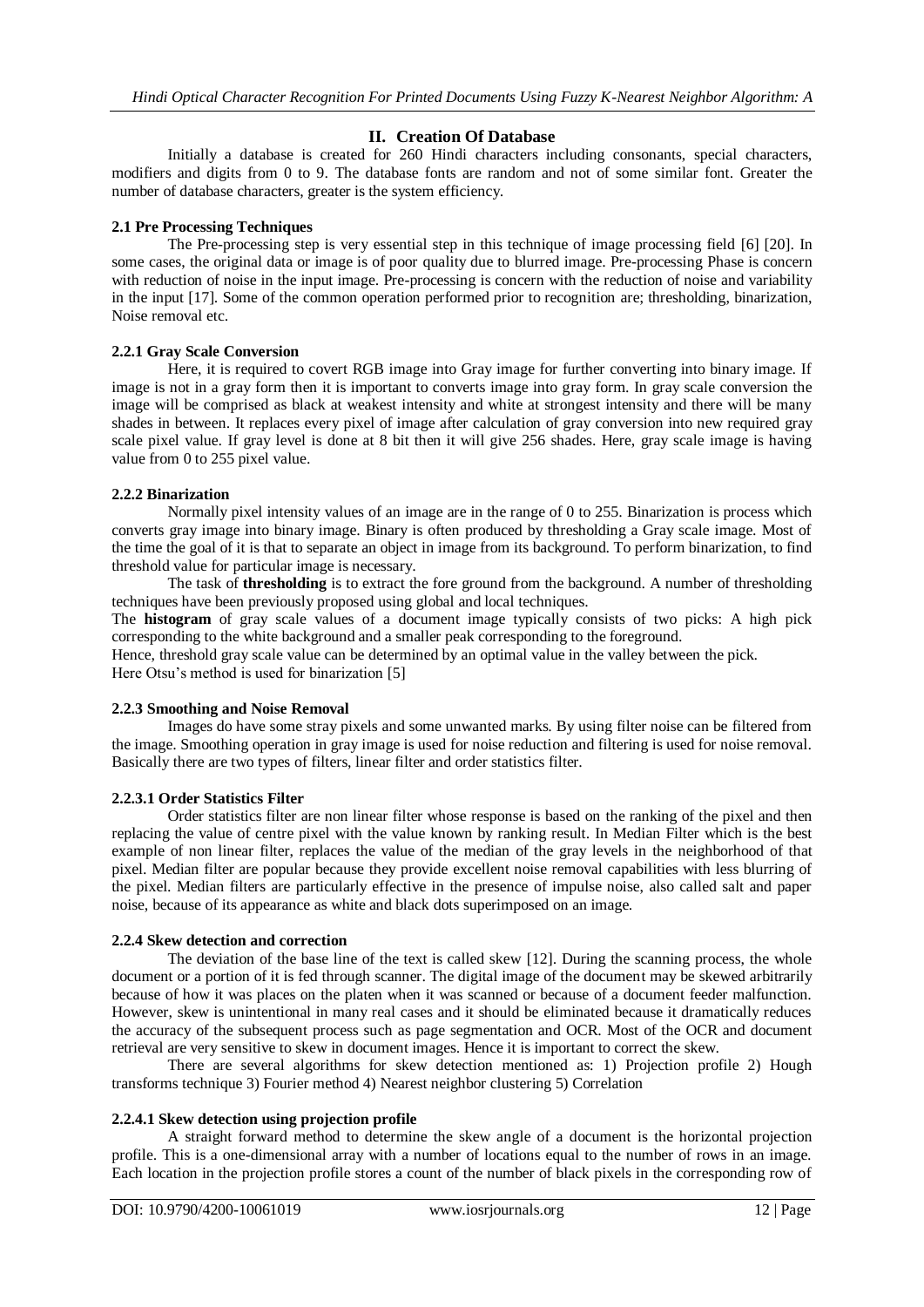## II. Creation Of Database

Initially a database is created for 260 Hindi characters including consonants, special characters, modifiers and digits from 0 to 9. The database fonts are random and not of some similar font. Greater the number of database characters, greater is the system efficiency.

### 2.1 Pre Processing Techniques

The Pre-processing step is very essential step in this technique of image processing field [6] [20]. In some cases, the original data or image is of poor quality due to blurred image. Pre-processing Phase is concern with reduction of noise in the input image. Pre-processing is concern with the reduction of noise and variability in the input [17]. Some of the common operation performed prior to recognition are; thresholding, binarization, Noise removal etc.

#### 2.2.1 Gray Scale Conversion

Here, it is required to covert RGB image into Gray image for further converting into binary image. If image is not in a gray form then it is important to converts image into gray form. In gray scale conversion the image will be comprised as black at weakest intensity and white at strongest intensity and there will be many shades in between. It replaces every pixel of image after calculation of gray conversion into new required gray scale pixel value. If gray level is done at 8 bit then it will give 256 shades. Here, gray scale image is having value from 0 to 255 pixel value.

#### 2.2.2 Binarization

Normally pixel intensity values of an image are in the range of 0 to 255. Binarization is process which converts gray image into binary image. Binary is often produced by thresholding a Gray scale image. Most of the time the goal of it is that to separate an object in image from its background. To perform binarization, to find threshold value for particular image is necessary.

The task of **thresholding** is to extract the fore ground from the background. A number of thresholding techniques have been previously proposed using global and local techniques.

The **histogram** of gray scale values of a document image typically consists of two picks: A high pick corresponding to the white background and a smaller peak corresponding to the foreground.

Hence, threshold gray scale value can be determined by an optimal value in the valley between the pick.

Here Otsu's method is used for binarization [5]

#### 2.2.3 Smoothing and Noise Removal

Images do have some stray pixels and some unwanted marks. By using filter noise can be filtered from the image. Smoothing operation in gray image is used for noise reduction and filtering is used for noise removal. Basically there are two types of filters, linear filter and order statistics filter.

##### 2.2.3.1 Order Statistics Filter

Order statistics filter are non linear filter whose response is based on the ranking of the pixel and then replacing the value of centre pixel with the value known by ranking result. In Median Filter which is the best example of non linear filter, replaces the value of the median of the gray levels in the neighborhood of that pixel. Median filter are popular because they provide excellent noise removal capabilities with less blurring of the pixel. Median filters are particularly effective in the presence of impulse noise, also called salt and paper noise, because of its appearance as white and black dots superimposed on an image.

#### 2.2.4 Skew detection and correction

The deviation of the base line of the text is called skew [12]. During the scanning process, the whole document or a portion of it is fed through scanner. The digital image of the document may be skewed arbitrarily because of how it was places on the platen when it was scanned or because of a document feeder malfunction. However, skew is unintentional in many real cases and it should be eliminated because it dramatically reduces the accuracy of the subsequent process such as page segmentation and OCR. Most of the OCR and document retrieval are very sensitive to skew in document images. Hence it is important to correct the skew.

There are several algorithms for skew detection mentioned as: 1) Projection profile 2) Hough transforms technique 3) Fourier method 4) Nearest neighbor clustering 5) Correlation

##### 2.2.4.1 Skew detection using projection profile

A straight forward method to determine the skew angle of a document is the horizontal projection profile. This is a one-dimensional array with a number of locations equal to the number of rows in an image. Each location in the projection profile stores a count of the number of black pixels in the corresponding row of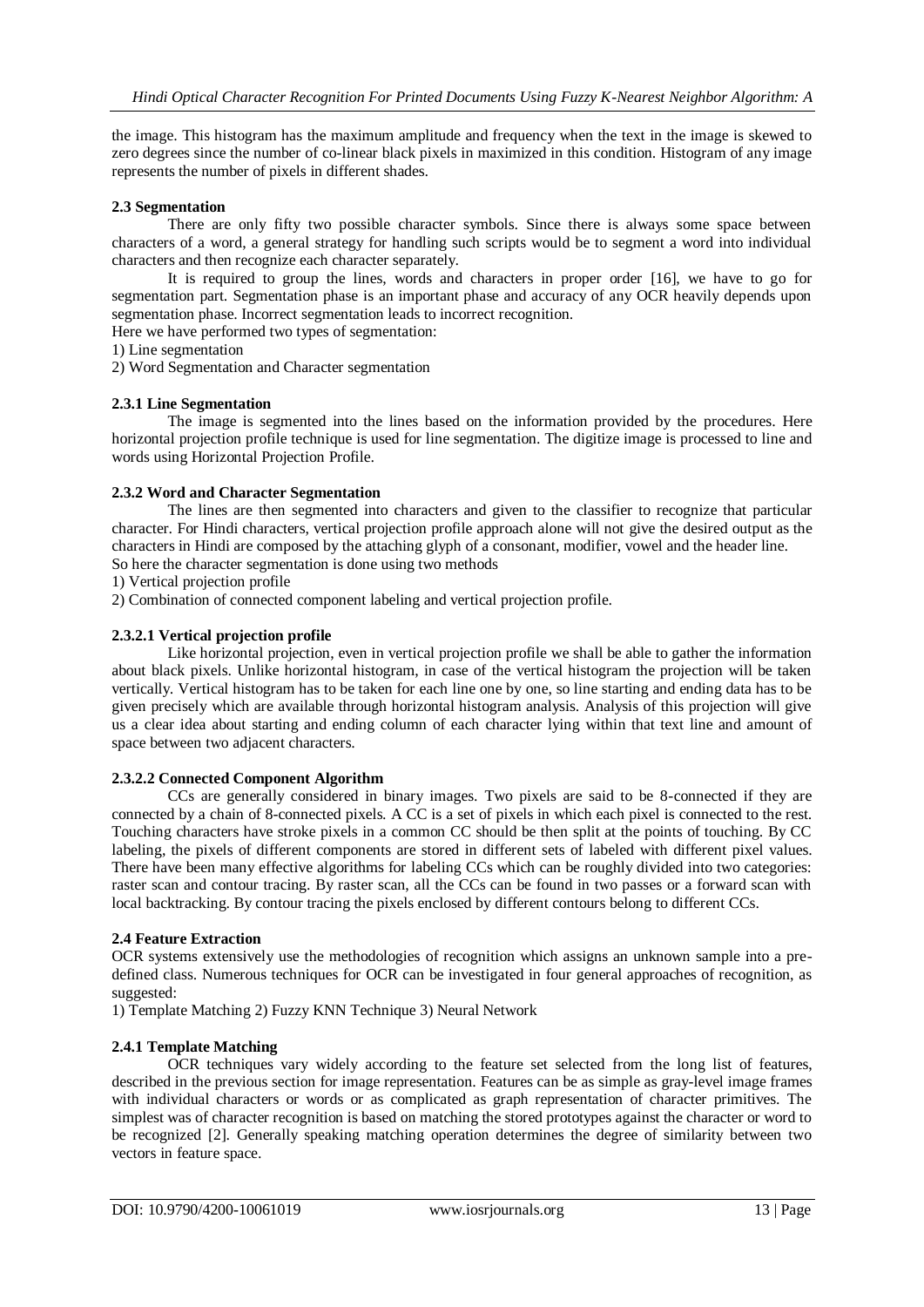the image. This histogram has the maximum amplitude and frequency when the text in the image is skewed to zero degrees since the number of co-linear black pixels in maximized in this condition. Histogram of any image represents the number of pixels in different shades.

### 2.3 Segmentation

There are only fifty two possible character symbols. Since there is always some space between characters of a word, a general strategy for handling such scripts would be to segment a word into individual characters and then recognize each character separately.

It is required to group the lines, words and characters in proper order [16], we have to go for segmentation part. Segmentation phase is an important phase and accuracy of any OCR heavily depends upon segmentation phase. Incorrect segmentation leads to incorrect recognition.

Here we have performed two types of segmentation:

1) Line segmentation

2) Word Segmentation and Character segmentation

#### 2.3.1 Line Segmentation

The image is segmented into the lines based on the information provided by the procedures. Here horizontal projection profile technique is used for line segmentation. The digitize image is processed to line and words using Horizontal Projection Profile.

#### 2.3.2 Word and Character Segmentation

The lines are then segmented into characters and given to the classifier to recognize that particular character. For Hindi characters, vertical projection profile approach alone will not give the desired output as the characters in Hindi are composed by the attaching glyph of a consonant, modifier, vowel and the header line.

So here the character segmentation is done using two methods

1) Vertical projection profile

2) Combination of connected component labeling and vertical projection profile.

##### 2.3.2.1 Vertical projection profile

Like horizontal projection, even in vertical projection profile we shall be able to gather the information about black pixels. Unlike horizontal histogram, in case of the vertical histogram the projection will be taken vertically. Vertical histogram has to be taken for each line one by one, so line starting and ending data has to be given precisely which are available through horizontal histogram analysis. Analysis of this projection will give us a clear idea about starting and ending column of each character lying within that text line and amount of space between two adjacent characters.

##### 2.3.2.2 Connected Component Algorithm

CCs are generally considered in binary images. Two pixels are said to be 8-connected if they are connected by a chain of 8-connected pixels. A CC is a set of pixels in which each pixel is connected to the rest. Touching characters have stroke pixels in a common CC should be then split at the points of touching. By CC labeling, the pixels of different components are stored in different sets of labeled with different pixel values. There have been many effective algorithms for labeling CCs which can be roughly divided into two categories: raster scan and contour tracing. By raster scan, all the CCs can be found in two passes or a forward scan with local backtracking. By contour tracing the pixels enclosed by different contours belong to different CCs.

### 2.4 Feature Extraction

OCR systems extensively use the methodologies of recognition which assigns an unknown sample into a pre-defined class. Numerous techniques for OCR can be investigated in four general approaches of recognition, as suggested:

1) Template Matching 2) Fuzzy KNN Technique 3) Neural Network

#### 2.4.1 Template Matching

OCR techniques vary widely according to the feature set selected from the long list of features, described in the previous section for image representation. Features can be as simple as gray-level image frames with individual characters or words or as complicated as graph representation of character primitives. The simplest was of character recognition is based on matching the stored prototypes against the character or word to be recognized [2]. Generally speaking matching operation determines the degree of similarity between two vectors in feature space.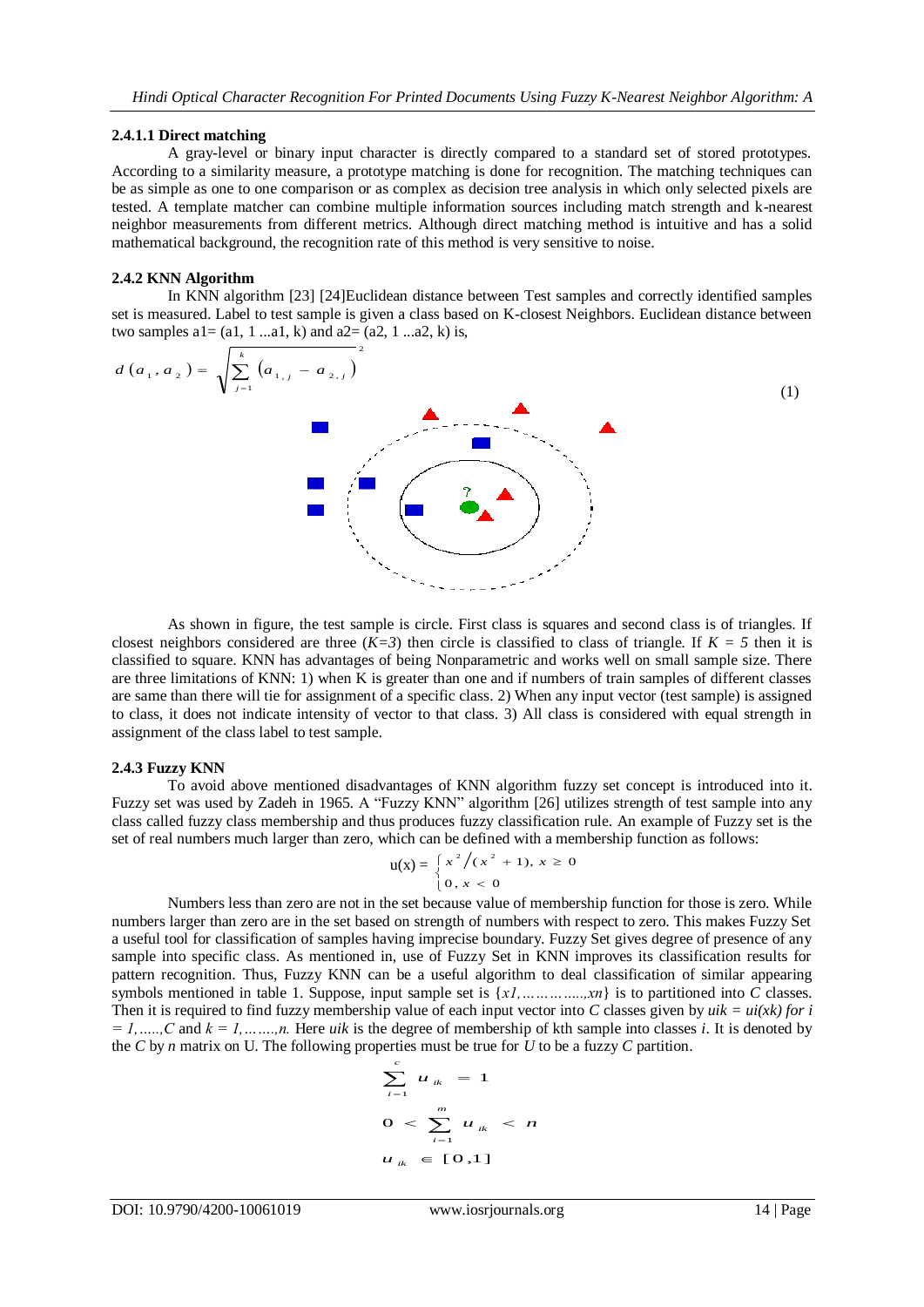#### 2.4.1.1 Direct matching

A gray-level or binary input character is directly compared to a standard set of stored prototypes. According to a similarity measure, a prototype matching is done for recognition. The matching techniques can be as simple as one to one comparison or as complex as decision tree analysis in which only selected pixels are tested. A template matcher can combine multiple information sources including match strength and k-nearest neighbor measurements from different metrics. Although direct matching method is intuitive and has a solid mathematical background, the recognition rate of this method is very sensitive to noise.

### 2.4.2 KNN Algorithm

In KNN algorithm [23] [24]Euclidean distance between Test samples and correctly identified samples set is measured. Label to test sample is given a class based on K-closest Neighbors. Euclidean distance between two samples a1= (a1, 1 ...a1, k) and a2= (a2, 1 ...a2, k) is,

$$d(a_1, a_2) = \sqrt{\sum_{j=1}^{k} (a_{1,j} - a_{2,j})^2} \quad (1)$$

As shown in figure, the test sample is circle. First class is squares and second class is of triangles. If closest neighbors considered are three ($K=3$) then circle is classified to class of triangle. If $K = 5$ then it is classified to square. KNN has advantages of being Nonparametric and works well on small sample size. There are three limitations of KNN: 1) when K is greater than one and if numbers of train samples of different classes are same than there will tie for assignment of a specific class. 2) When any input vector (test sample) is assigned to class, it does not indicate intensity of vector to that class. 3) All class is considered with equal strength in assignment of the class label to test sample.

### 2.4.3 Fuzzy KNN

To avoid above mentioned disadvantages of KNN algorithm fuzzy set concept is introduced into it. Fuzzy set was used by Zadeh in 1965. A "Fuzzy KNN" algorithm [26] utilizes strength of test sample into any class called fuzzy class membership and thus produces fuzzy classification rule. An example of Fuzzy set is the set of real numbers much larger than zero, which can be defined with a membership function as follows:

$$u(x) = \begin{cases} x^2/(x^2+1), & x \geq 0 \\ 0, & x < 0 \end{cases}$$

Numbers less than zero are not in the set because value of membership function for those is zero. While numbers larger than zero are in the set based on strength of numbers with respect to zero. This makes Fuzzy Set a useful tool for classification of samples having imprecise boundary. Fuzzy Set gives degree of presence of any sample into specific class. As mentioned in, use of Fuzzy Set in KNN improves its classification results for pattern recognition. Thus, Fuzzy KNN can be a useful algorithm to deal classification of similar appearing symbols mentioned in table 1. Suppose, input sample set is $\{x1, \ldots\ldots, xn\}$ is to partitioned into $C$ classes. Then it is required to find fuzzy membership value of each input vector into $C$ classes given by $uik = ui(xk)$ *for* $i = 1, \ldots, C$ and $k = 1, \ldots, n$. Here $uik$ is the degree of membership of kth sample into classes $i$. It is denoted by the $C$ by $n$ matrix on U. The following properties must be true for $U$ to be a fuzzy $C$ partition.

$$\sum_{i=1}^{c} u_{ik} = 1$$

$$0 < \sum_{i=1}^{m} u_{ik} < n$$

$$u_{ik} \in [0,1]$$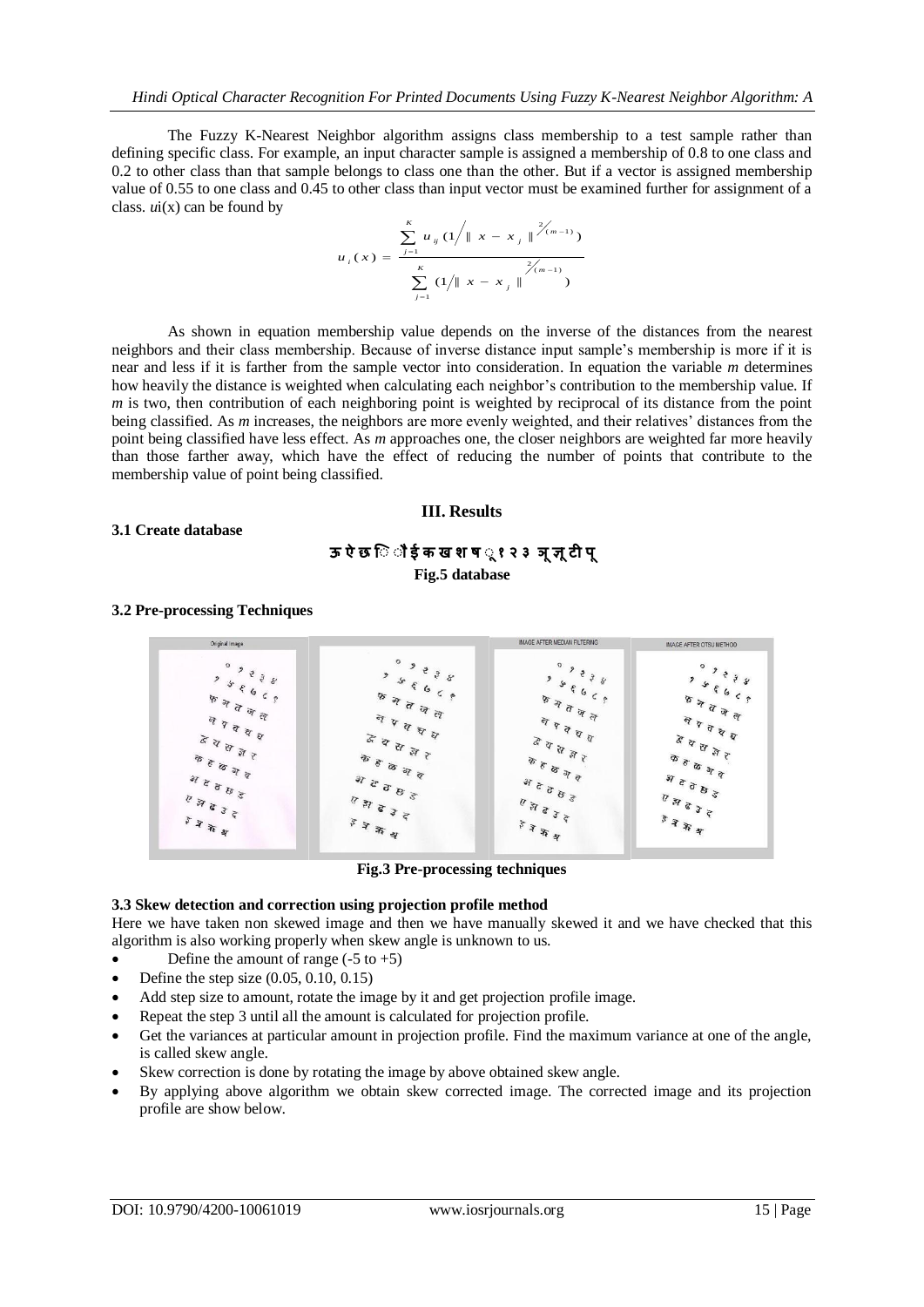The Fuzzy K-Nearest Neighbor algorithm assigns class membership to a test sample rather than defining specific class. For example, an input character sample is assigned a membership of 0.8 to one class and 0.2 to other class than that sample belongs to class one than the other. But if a vector is assigned membership value of 0.55 to one class and 0.45 to other class than input vector must be examined further for assignment of a class. $u_i(x)$ can be found by

$$u_i(x) = \frac{\sum_{j=1}^{K} u_{ij} \left( 1 / \| x - x_j \|^{2/(m-1)} \right)}{\sum_{j=1}^{K} \left( 1 / \| x - x_j \|^{2/(m-1)} \right)}$$

As shown in equation membership value depends on the inverse of the distances from the nearest neighbors and their class membership. Because of inverse distance input sample's membership is more if it is near and less if it is farther from the sample vector into consideration. In equation the variable *m* determines how heavily the distance is weighted when calculating each neighbor's contribution to the membership value. If *m* is two, then contribution of each neighboring point is weighted by reciprocal of its distance from the point being classified. As *m* increases, the neighbors are more evenly weighted, and their relatives' distances from the point being classified have less effect. As *m* approaches one, the closer neighbors are weighted far more heavily than those farther away, which have the effect of reducing the number of points that contribute to the membership value of point being classified.

## III. Results

### 3.1 Create database

**ऊ ऐ छ ि ौ ई क ख श ष ् १ २ ३ ञ ू ञू टी पू**

**Fig.5 database**

### 3.2 Pre-processing Techniques

**Fig.3 Pre-processing techniques**

### 3.3 Skew detection and correction using projection profile method

Here we have taken non skewed image and then we have manually skewed it and we have checked that this algorithm is also working properly when skew angle is unknown to us.

- Define the amount of range (-5 to +5)
- Define the step size (0.05, 0.10, 0.15)
- Add step size to amount, rotate the image by it and get projection profile image.
- Repeat the step 3 until all the amount is calculated for projection profile.
- Get the variances at particular amount in projection profile. Find the maximum variance at one of the angle, is called skew angle.
- Skew correction is done by rotating the image by above obtained skew angle.
- By applying above algorithm we obtain skew corrected image. The corrected image and its projection profile are show below.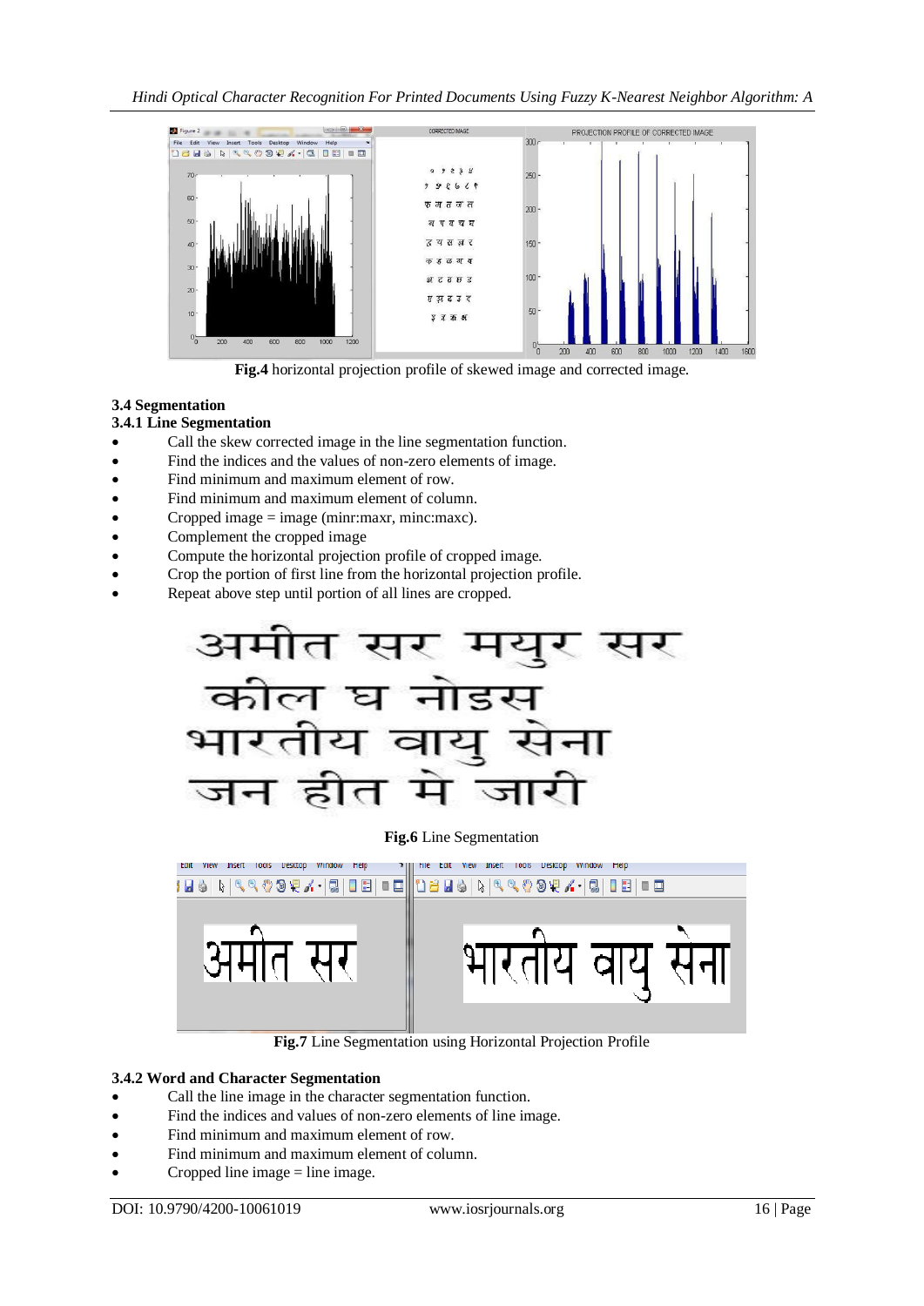Fig.4 horizontal projection profile of skewed image and corrected image.

### 3.4 Segmentation

#### 3.4.1 Line Segmentation

- Call the skew corrected image in the line segmentation function.
- Find the indices and the values of non-zero elements of image.
- Find minimum and maximum element of row.
- Find minimum and maximum element of column.
- Cropped image = image (minr:maxr, minc:maxc).
- Complement the cropped image
- Compute the horizontal projection profile of cropped image.
- Crop the portion of first line from the horizontal projection profile.
- Repeat above step until portion of all lines are cropped.

**Fig.6** Line Segmentation

**Fig.7** Line Segmentation using Horizontal Projection Profile

#### 3.4.2 Word and Character Segmentation

- Call the line image in the character segmentation function.
- Find the indices and values of non-zero elements of line image.
- Find minimum and maximum element of row.
- Find minimum and maximum element of column.
- Cropped line image = line image.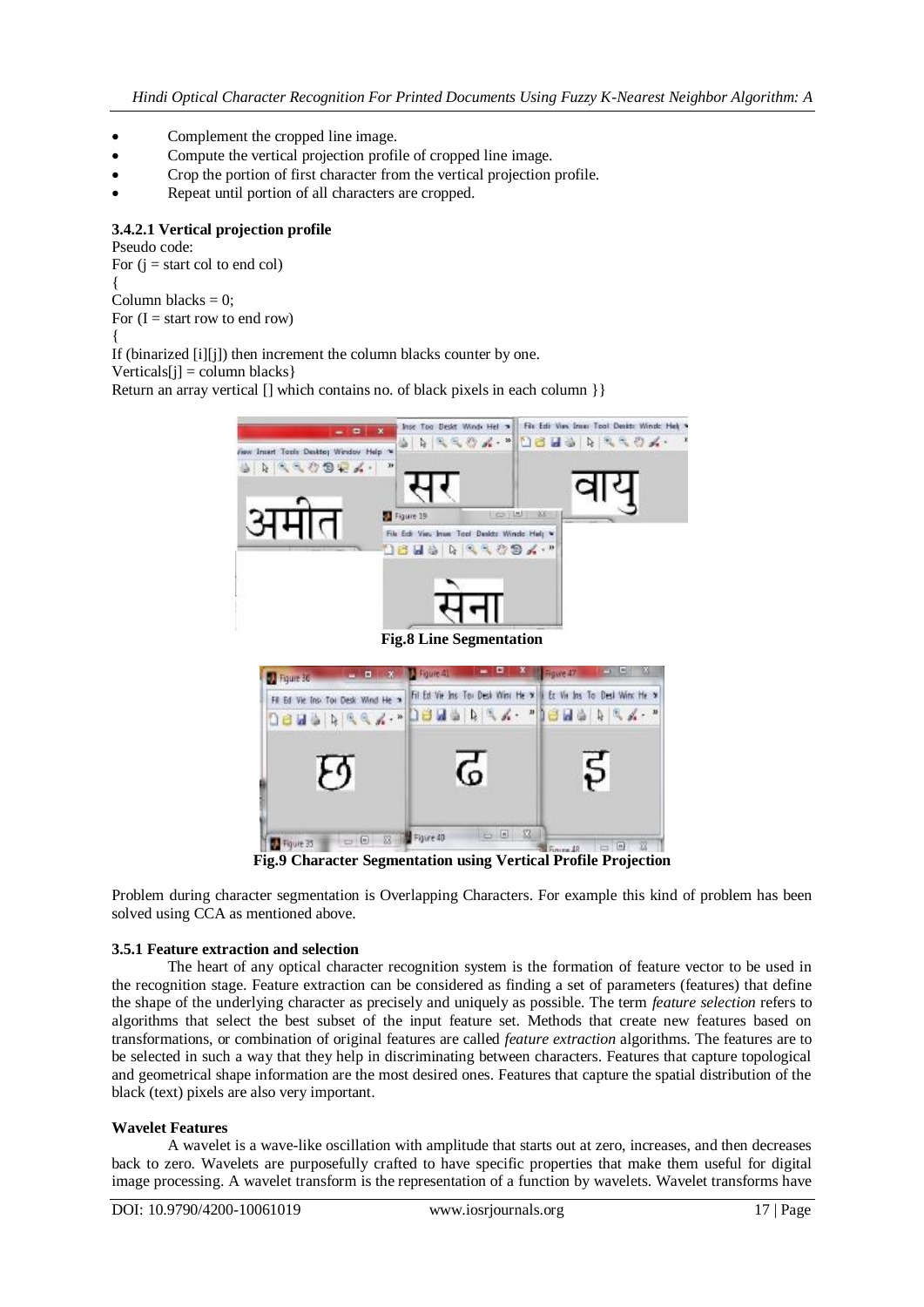- Complement the cropped line image.
- Compute the vertical projection profile of cropped line image.
- Crop the portion of first character from the vertical projection profile.
- Repeat until portion of all characters are cropped.

#### 3.4.2.1 Vertical projection profile

Pseudo code:

```
For (j = start col to end col)
{
Column blacks = 0;
For (I = start row to end row)
{
If (binarized [i][j]) then increment the column blacks counter by one.
Verticals[j] = column blacks}
Return an array vertical [] which contains no. of black pixels in each column }}
```

**Fig.8 Line Segmentation**

**Fig.9 Character Segmentation using Vertical Profile Projection**

Problem during character segmentation is Overlapping Characters. For example this kind of problem has been solved using CCA as mentioned above.

#### 3.5.1 Feature extraction and selection

The heart of any optical character recognition system is the formation of feature vector to be used in the recognition stage. Feature extraction can be considered as finding a set of parameters (features) that define the shape of the underlying character as precisely and uniquely as possible. The term *feature selection* refers to algorithms that select the best subset of the input feature set. Methods that create new features based on transformations, or combination of original features are called *feature extraction* algorithms. The features are to be selected in such a way that they help in discriminating between characters. Features that capture topological and geometrical shape information are the most desired ones. Features that capture the spatial distribution of the black (text) pixels are also very important.

**Wavelet Features**

A wavelet is a wave-like oscillation with amplitude that starts out at zero, increases, and then decreases back to zero. Wavelets are purposefully crafted to have specific properties that make them useful for digital image processing. A wavelet transform is the representation of a function by wavelets. Wavelet transforms have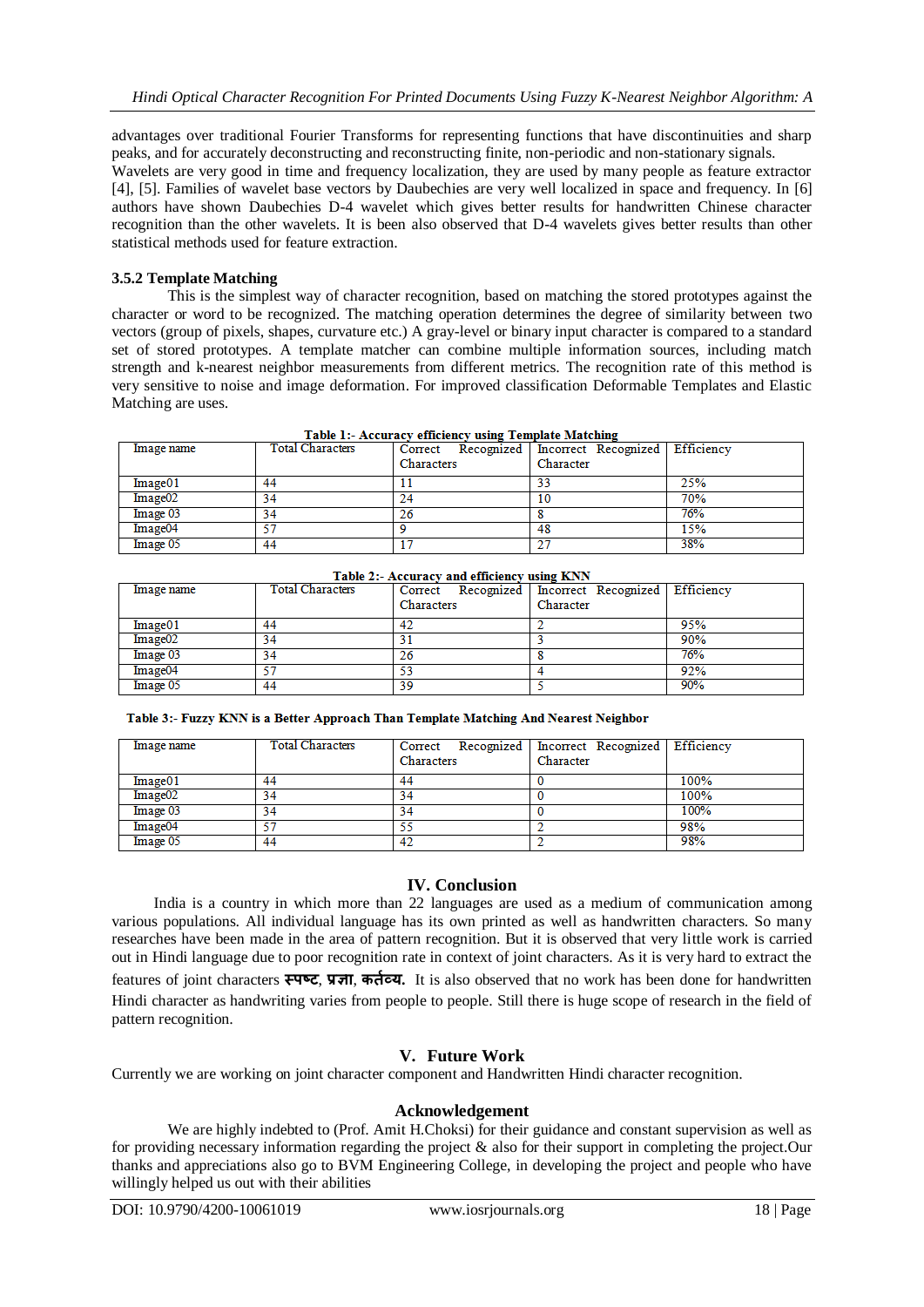advantages over traditional Fourier Transforms for representing functions that have discontinuities and sharp peaks, and for accurately deconstructing and reconstructing finite, non-periodic and non-stationary signals.
Wavelets are very good in time and frequency localization, they are used by many people as feature extractor [4], [5]. Families of wavelet base vectors by Daubechies are very well localized in space and frequency. In [6] authors have shown Daubechies D-4 wavelet which gives better results for handwritten Chinese character recognition than the other wavelets. It is been also observed that D-4 wavelets gives better results than other statistical methods used for feature extraction.

### 3.5.2 Template Matching

This is the simplest way of character recognition, based on matching the stored prototypes against the character or word to be recognized. The matching operation determines the degree of similarity between two vectors (group of pixels, shapes, curvature etc.) A gray-level or binary input character is compared to a standard set of stored prototypes. A template matcher can combine multiple information sources, including match strength and k-nearest neighbor measurements from different metrics. The recognition rate of this method is very sensitive to noise and image deformation. For improved classification Deformable Templates and Elastic Matching are uses.

**Table 1:- Accuracy efficiency using Template Matching**

| Image name | Total Characters | Correct Recognized Characters | Incorrect Recognized Character | Efficiency |
|---|---|---|---|---|
| Image01 | 44 | 11 | 33 | 25% |
| Image02 | 34 | 24 | 10 | 70% |
| Image 03 | 34 | 26 | 8 | 76% |
| Image04 | 57 | 9 | 48 | 15% |
| Image 05 | 44 | 17 | 27 | 38% |

**Table 2:- Accuracy and efficiency using KNN**

| Image name | Total Characters | Correct Recognized Characters | Incorrect Recognized Character | Efficiency |
|---|---|---|---|---|
| Image01 | 44 | 42 | 2 | 95% |
| Image02 | 34 | 31 | 3 | 90% |
| Image 03 | 34 | 26 | 8 | 76% |
| Image04 | 57 | 53 | 4 | 92% |
| Image 05 | 44 | 39 | 5 | 90% |

**Table 3:- Fuzzy KNN is a Better Approach Than Template Matching And Nearest Neighbor**

| Image name | Total Characters | Correct Recognized Characters | Incorrect Recognized Character | Efficiency |
|---|---|---|---|---|
| Image01 | 44 | 44 | 0 | 100% |
| Image02 | 34 | 34 | 0 | 100% |
| Image 03 | 34 | 34 | 0 | 100% |
| Image04 | 57 | 55 | 2 | 98% |
| Image 05 | 44 | 42 | 2 | 98% |

## IV. Conclusion

India is a country in which more than 22 languages are used as a medium of communication among various populations. All individual language has its own printed as well as handwritten characters. So many researches have been made in the area of pattern recognition. But it is observed that very little work is carried out in Hindi language due to poor recognition rate in context of joint characters. As it is very hard to extract the features of joint characters **स्पष्ट**, **प्रज्ञा**, **कर्तव्य.** It is also observed that no work has been done for handwritten Hindi character as handwriting varies from people to people. Still there is huge scope of research in the field of pattern recognition.

## V. Future Work

Currently we are working on joint character component and Handwritten Hindi character recognition.

## Acknowledgement

We are highly indebted to (Prof. Amit H.Choksi) for their guidance and constant supervision as well as for providing necessary information regarding the project & also for their support in completing the project.Our thanks and appreciations also go to BVM Engineering College, in developing the project and people who have willingly helped us out with their abilities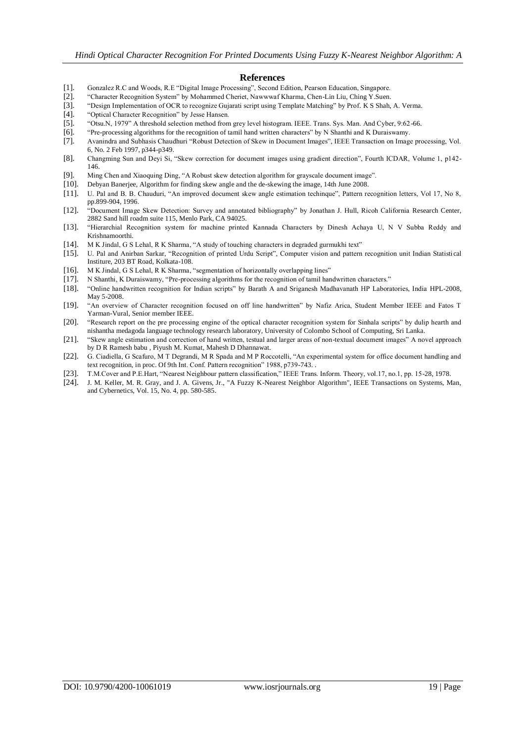## References

[1]. Gonzalez R.C and Woods, R.E "Digital Image Processing", Second Edition, Pearson Education, Singapore.
[2]. "Character Recognition System" by Mohammed Cheriet, Nawwwaf Kharma, Chen-Lin Liu, Ching Y.Suen.
[3]. "Design Implementation of OCR to recognize Gujarati script using Template Matching" by Prof. K S Shah, A. Verma.
[4]. "Optical Character Recognition" by Jesse Hansen.
[5]. "Otsu.N, 1979" A threshold selection method from grey level histogram. IEEE. Trans. Sys. Man. And Cyber, 9:62-66.
[6]. "Pre-processing algorithms for the recognition of tamil hand written characters" by N Shanthi and K Duraiswamy.
[7]. Avanindra and Subhasis Chaudhuri "Robust Detection of Skew in Document Images", IEEE Transaction on Image processing, Vol. 6, No. 2 Feb 1997, p344-p349.
[8]. Changming Sun and Deyi Si, "Skew correction for document images using gradient direction", Fourth ICDAR, Volume 1, p142-146.
[9]. Ming Chen and Xiaoquing Ding, "A Robust skew detection algorithm for grayscale document image".
[10]. Debyan Banerjee, Algorithm for finding skew angle and the de-skewing the image, 14th June 2008.
[11]. U. Pal and B. B. Chauduri, "An improved document skew angle estimation techinque", Pattern recognition letters, Vol 17, No 8, pp.899-904, 1996.
[12]. "Document Image Skew Detection: Survey and annotated bibliography" by Jonathan J. Hull, Ricoh California Research Center, 2882 Sand hill roadm suite 115, Menlo Park, CA 94025.
[13]. "Hierarchial Recognition system for machine printed Kannada Characters by Dinesh Achaya U, N V Subba Reddy and Krishnamoorthi.
[14]. M K Jindal, G S Lehal, R K Sharma, "A study of touching characters in degraded gurmukhi text"
[15]. U. Pal and Anirban Sarkar, "Recognition of printed Urdu Script", Computer vision and pattern recognition unit Indian Statistical Institure, 203 BT Road, Kolkata-108.
[16]. M K Jindal, G S Lehal, R K Sharma, "segmentation of horizontally overlapping lines"
[17]. N Shanthi, K Duraiswamy, "Pre-processing algorithms for the recognition of tamil handwritten characters."
[18]. "Online handwritten recognition for Indian scripts" by Barath A and Sriganesh Madhavanath HP Laboratories, India HPL-2008, May 5-2008.
[19]. "An overview of Character recognition focused on off line handwritten" by Nafiz Arica, Student Member IEEE and Fatos T Yarman-Vural, Senior member IEEE.
[20]. "Research report on the pre processing engine of the optical character recognition system for Sinhala scripts" by dulip hearth and nishantha medagoda language technology research laboratory, University of Colombo School of Computing, Sri Lanka.
[21]. "Skew angle estimation and correction of hand written, testual and larger areas of non-textual document images" A novel approach by D R Ramesh babu , Piyush M. Kumat, Mahesh D Dhannawat.
[22]. G. Ciadiella, G Scafuro, M T Degrandi, M R Spada and M P Roccotelli, "An experimental system for office document handling and text recognition, in proc. Of 9th Int. Conf. Pattern recognition" 1988, p739-743. .
[23]. T.M.Cover and P.E.Hart, "Nearest Neighbour pattern classification," IEEE Trans. Inform. Theory, vol.17, no.1, pp. 15-28, 1978.
[24]. J. M. Keller, M. R. Gray, and J. A. Givens, Jr., "A Fuzzy K-Nearest Neighbor Algorithm", IEEE Transactions on Systems, Man, and Cybernetics, Vol. 15, No. 4, pp. 580-585.